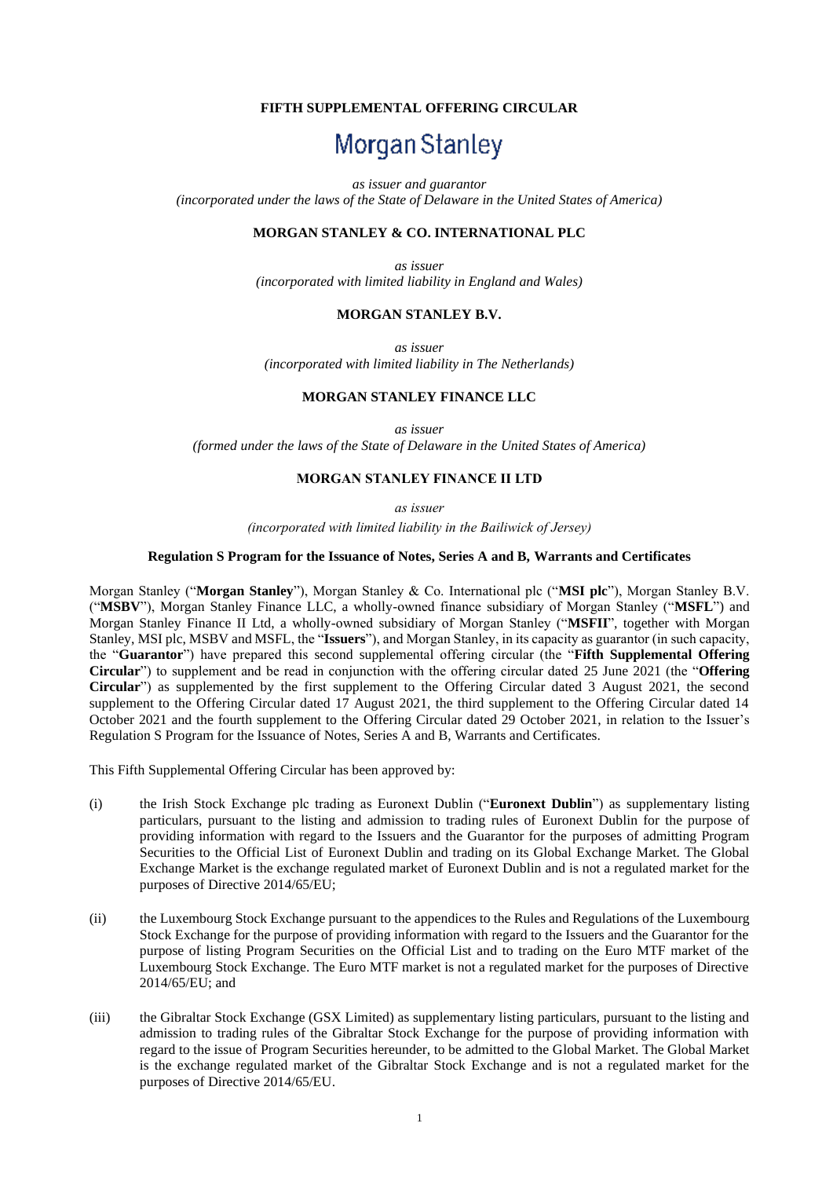**FIFTH SUPPLEMENTAL OFFERING CIRCULAR**

# Morgan Stanley

*as issuer and guarantor*
*(incorporated under the laws of the State of Delaware in the United States of America)*

**MORGAN STANLEY & CO. INTERNATIONAL PLC**

*as issuer*
*(incorporated with limited liability in England and Wales)*

**MORGAN STANLEY B.V.**

*as issuer*
*(incorporated with limited liability in The Netherlands)*

**MORGAN STANLEY FINANCE LLC**

*as issuer*
*(formed under the laws of the State of Delaware in the United States of America)*

**MORGAN STANLEY FINANCE II LTD**

*as issuer*
*(incorporated with limited liability in the Bailiwick of Jersey)*

**Regulation S Program for the Issuance of Notes, Series A and B, Warrants and Certificates**

Morgan Stanley ("**Morgan Stanley**"), Morgan Stanley & Co. International plc ("**MSI plc**"), Morgan Stanley B.V. ("**MSBV**"), Morgan Stanley Finance LLC, a wholly-owned finance subsidiary of Morgan Stanley ("**MSFL**") and Morgan Stanley Finance II Ltd, a wholly-owned subsidiary of Morgan Stanley ("**MSFII**", together with Morgan Stanley, MSI plc, MSBV and MSFL, the "**Issuers**"), and Morgan Stanley, in its capacity as guarantor (in such capacity, the "**Guarantor**") have prepared this second supplemental offering circular (the "**Fifth Supplemental Offering Circular**") to supplement and be read in conjunction with the offering circular dated 25 June 2021 (the "**Offering Circular**") as supplemented by the first supplement to the Offering Circular dated 3 August 2021, the second supplement to the Offering Circular dated 17 August 2021, the third supplement to the Offering Circular dated 14 October 2021 and the fourth supplement to the Offering Circular dated 29 October 2021, in relation to the Issuer's Regulation S Program for the Issuance of Notes, Series A and B, Warrants and Certificates.

This Fifth Supplemental Offering Circular has been approved by:

(i) the Irish Stock Exchange plc trading as Euronext Dublin ("**Euronext Dublin**") as supplementary listing particulars, pursuant to the listing and admission to trading rules of Euronext Dublin for the purpose of providing information with regard to the Issuers and the Guarantor for the purposes of admitting Program Securities to the Official List of Euronext Dublin and trading on its Global Exchange Market. The Global Exchange Market is the exchange regulated market of Euronext Dublin and is not a regulated market for the purposes of Directive 2014/65/EU;

(ii) the Luxembourg Stock Exchange pursuant to the appendices to the Rules and Regulations of the Luxembourg Stock Exchange for the purpose of providing information with regard to the Issuers and the Guarantor for the purpose of listing Program Securities on the Official List and to trading on the Euro MTF market of the Luxembourg Stock Exchange. The Euro MTF market is not a regulated market for the purposes of Directive 2014/65/EU; and

(iii) the Gibraltar Stock Exchange (GSX Limited) as supplementary listing particulars, pursuant to the listing and admission to trading rules of the Gibraltar Stock Exchange for the purpose of providing information with regard to the issue of Program Securities hereunder, to be admitted to the Global Market. The Global Market is the exchange regulated market of the Gibraltar Stock Exchange and is not a regulated market for the purposes of Directive 2014/65/EU.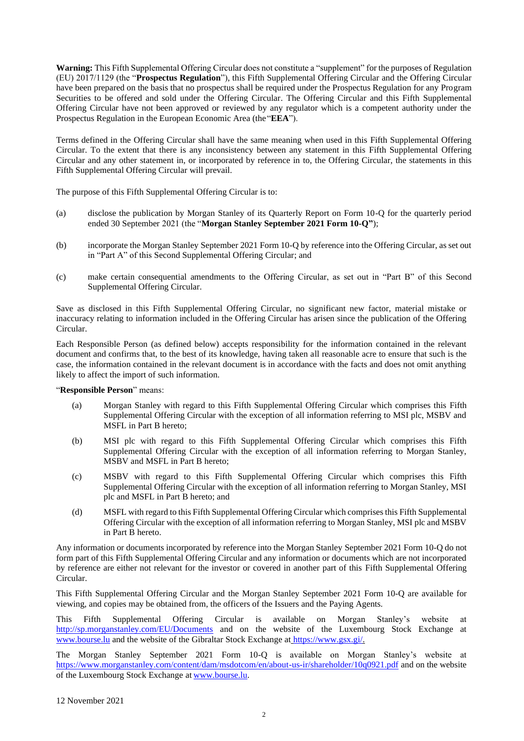**Warning:** This Fifth Supplemental Offering Circular does not constitute a "supplement" for the purposes of Regulation (EU) 2017/1129 (the "**Prospectus Regulation**"), this Fifth Supplemental Offering Circular and the Offering Circular have been prepared on the basis that no prospectus shall be required under the Prospectus Regulation for any Program Securities to be offered and sold under the Offering Circular. The Offering Circular and this Fifth Supplemental Offering Circular have not been approved or reviewed by any regulator which is a competent authority under the Prospectus Regulation in the European Economic Area (the "**EEA**").

Terms defined in the Offering Circular shall have the same meaning when used in this Fifth Supplemental Offering Circular. To the extent that there is any inconsistency between any statement in this Fifth Supplemental Offering Circular and any other statement in, or incorporated by reference in to, the Offering Circular, the statements in this Fifth Supplemental Offering Circular will prevail.

The purpose of this Fifth Supplemental Offering Circular is to:

(a) disclose the publication by Morgan Stanley of its Quarterly Report on Form 10-Q for the quarterly period ended 30 September 2021 (the "**Morgan Stanley September 2021 Form 10-Q"**);

(b) incorporate the Morgan Stanley September 2021 Form 10-Q by reference into the Offering Circular, as set out in "Part A" of this Second Supplemental Offering Circular; and

(c) make certain consequential amendments to the Offering Circular, as set out in "Part B" of this Second Supplemental Offering Circular.

Save as disclosed in this Fifth Supplemental Offering Circular, no significant new factor, material mistake or inaccuracy relating to information included in the Offering Circular has arisen since the publication of the Offering Circular.

Each Responsible Person (as defined below) accepts responsibility for the information contained in the relevant document and confirms that, to the best of its knowledge, having taken all reasonable acre to ensure that such is the case, the information contained in the relevant document is in accordance with the facts and does not omit anything likely to affect the import of such information.

"**Responsible Person**" means:

(a) Morgan Stanley with regard to this Fifth Supplemental Offering Circular which comprises this Fifth Supplemental Offering Circular with the exception of all information referring to MSI plc, MSBV and MSFL in Part B hereto;

(b) MSI plc with regard to this Fifth Supplemental Offering Circular which comprises this Fifth Supplemental Offering Circular with the exception of all information referring to Morgan Stanley, MSBV and MSFL in Part B hereto;

(c) MSBV with regard to this Fifth Supplemental Offering Circular which comprises this Fifth Supplemental Offering Circular with the exception of all information referring to Morgan Stanley, MSI plc and MSFL in Part B hereto; and

(d) MSFL with regard to this Fifth Supplemental Offering Circular which comprises this Fifth Supplemental Offering Circular with the exception of all information referring to Morgan Stanley, MSI plc and MSBV in Part B hereto.

Any information or documents incorporated by reference into the Morgan Stanley September 2021 Form 10-Q do not form part of this Fifth Supplemental Offering Circular and any information or documents which are not incorporated by reference are either not relevant for the investor or covered in another part of this Fifth Supplemental Offering Circular.

This Fifth Supplemental Offering Circular and the Morgan Stanley September 2021 Form 10-Q are available for viewing, and copies may be obtained from, the officers of the Issuers and the Paying Agents.

This Fifth Supplemental Offering Circular is available on Morgan Stanley's website at http://sp.morganstanley.com/EU/Documents and on the website of the Luxembourg Stock Exchange at www.bourse.lu and the website of the Gibraltar Stock Exchange at https://www.gsx.gi/.

The Morgan Stanley September 2021 Form 10-Q is available on Morgan Stanley's website at https://www.morganstanley.com/content/dam/msdotcom/en/about-us-ir/shareholder/10q0921.pdf and on the website of the Luxembourg Stock Exchange at www.bourse.lu.

12 November 2021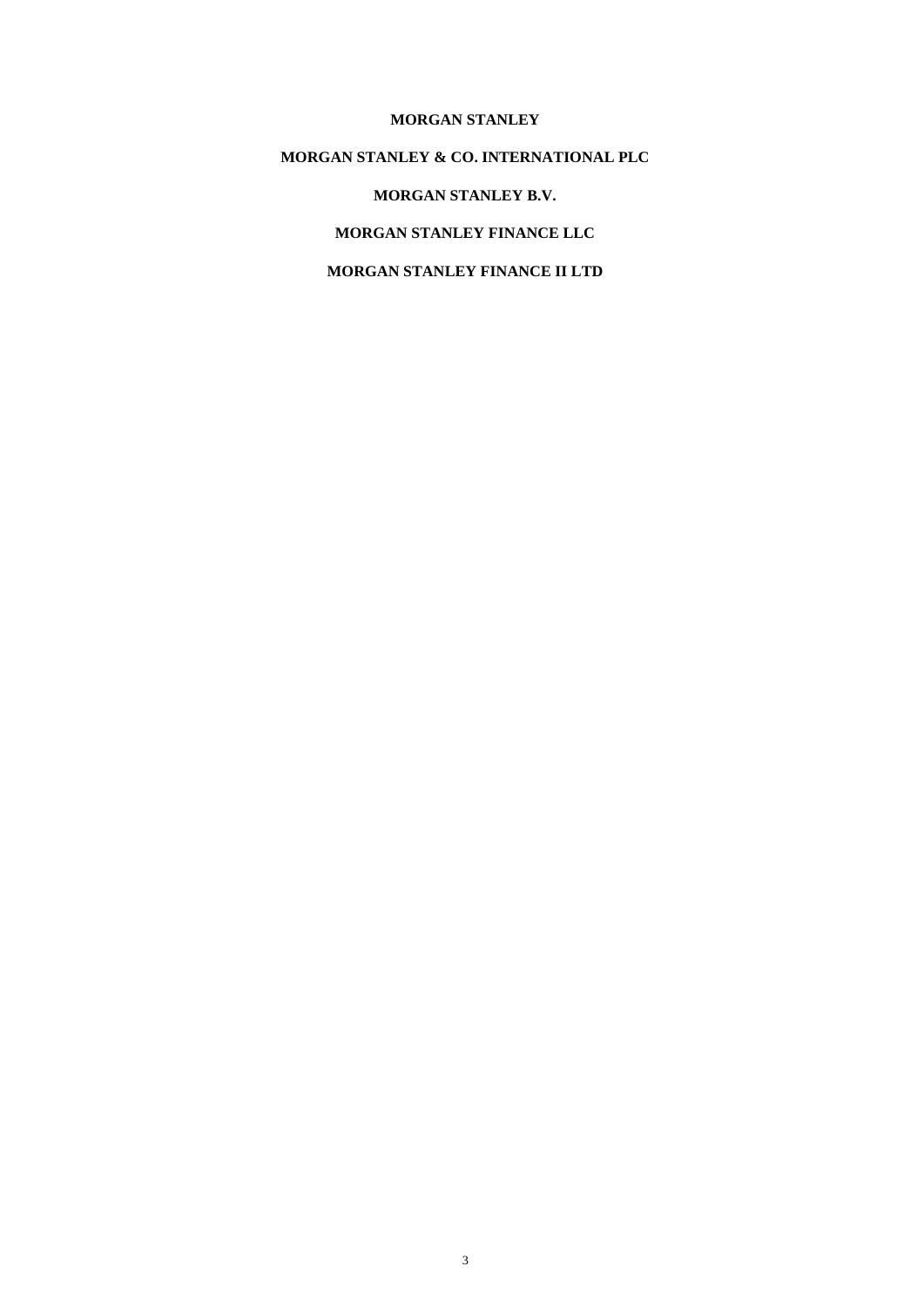**MORGAN STANLEY**

**MORGAN STANLEY & CO. INTERNATIONAL PLC**

**MORGAN STANLEY B.V.**

**MORGAN STANLEY FINANCE LLC**

**MORGAN STANLEY FINANCE II LTD**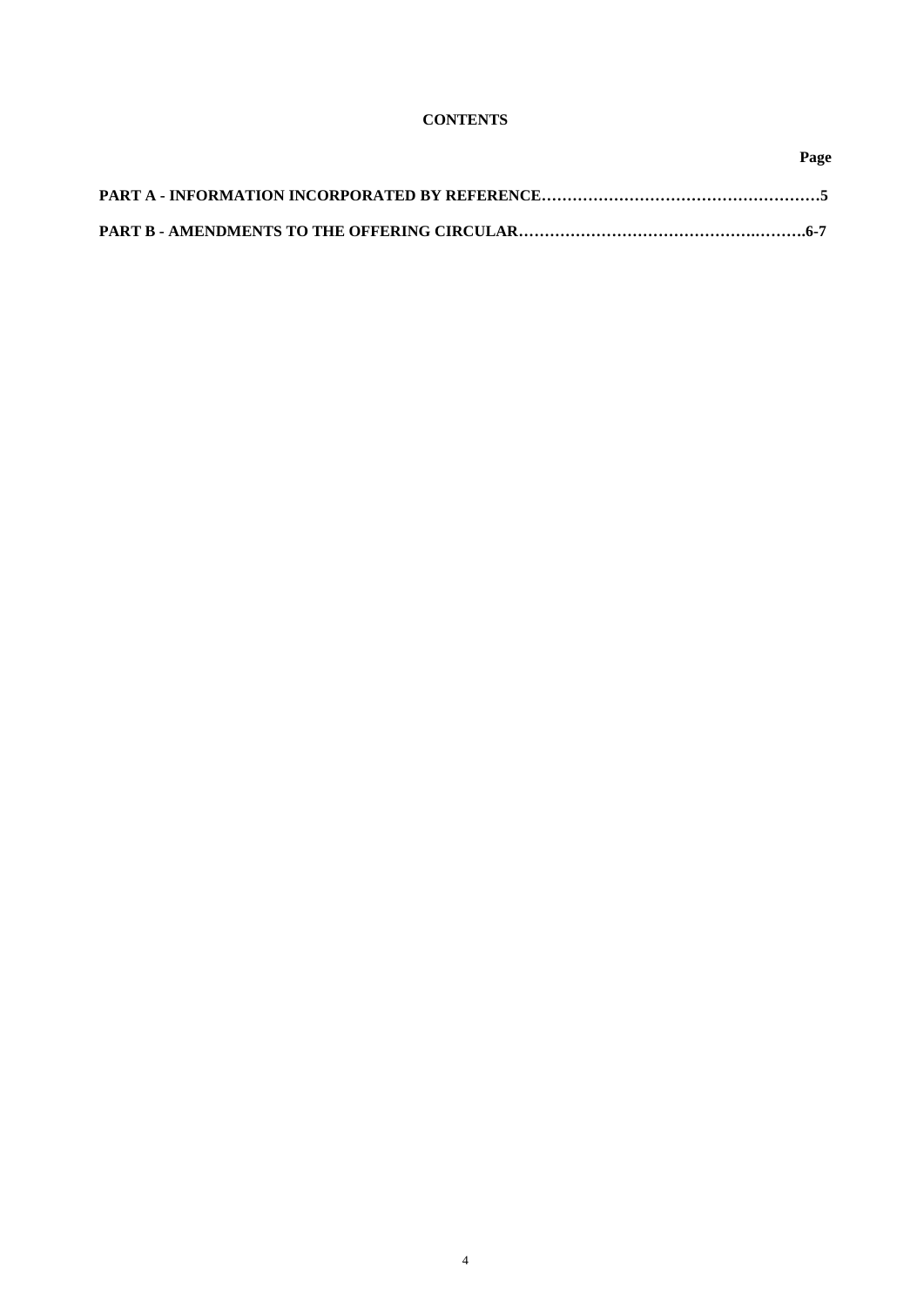**CONTENTS**

| | Page |
|---|---|
| **PART A - INFORMATION INCORPORATED BY REFERENCE** | **5** |
| **PART B - AMENDMENTS TO THE OFFERING CIRCULAR** | **6-7** |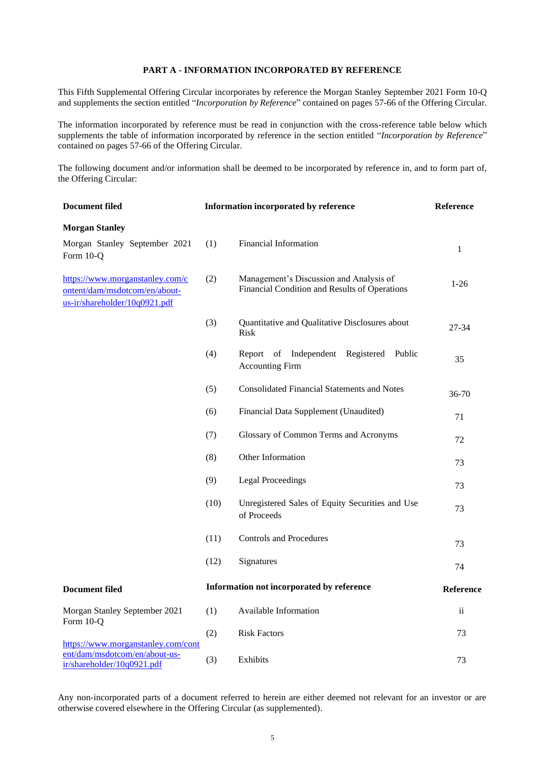## PART A - INFORMATION INCORPORATED BY REFERENCE

This Fifth Supplemental Offering Circular incorporates by reference the Morgan Stanley September 2021 Form 10-Q and supplements the section entitled "*Incorporation by Reference*" contained on pages 57-66 of the Offering Circular.

The information incorporated by reference must be read in conjunction with the cross-reference table below which supplements the table of information incorporated by reference in the section entitled "*Incorporation by Reference*" contained on pages 57-66 of the Offering Circular.

The following document and/or information shall be deemed to be incorporated by reference in, and to form part of, the Offering Circular:

| **Document filed** | | **Information incorporated by reference** | **Reference** |
|---|---|---|---|
| **Morgan Stanley** | | | |
| Morgan Stanley September 2021 Form 10-Q | (1) | Financial Information | 1 |
| https://www.morganstanley.com/content/dam/msdotcom/en/about-us-ir/shareholder/10q0921.pdf | (2) | Management's Discussion and Analysis of Financial Condition and Results of Operations | 1-26 |
| | (3) | Quantitative and Qualitative Disclosures about Risk | 27-34 |
| | (4) | Report of Independent Registered Public Accounting Firm | 35 |
| | (5) | Consolidated Financial Statements and Notes | 36-70 |
| | (6) | Financial Data Supplement (Unaudited) | 71 |
| | (7) | Glossary of Common Terms and Acronyms | 72 |
| | (8) | Other Information | 73 |
| | (9) | Legal Proceedings | 73 |
| | (10) | Unregistered Sales of Equity Securities and Use of Proceeds | 73 |
| | (11) | Controls and Procedures | 73 |
| | (12) | Signatures | 74 |

| **Document filed** | | **Information not incorporated by reference** | **Reference** |
|---|---|---|---|
| Morgan Stanley September 2021 Form 10-Q | (1) | Available Information | ii |
| https://www.morganstanley.com/content/dam/msdotcom/en/about-us-ir/shareholder/10q0921.pdf | (2) | Risk Factors | 73 |
| | (3) | Exhibits | 73 |

Any non-incorporated parts of a document referred to herein are either deemed not relevant for an investor or are otherwise covered elsewhere in the Offering Circular (as supplemented).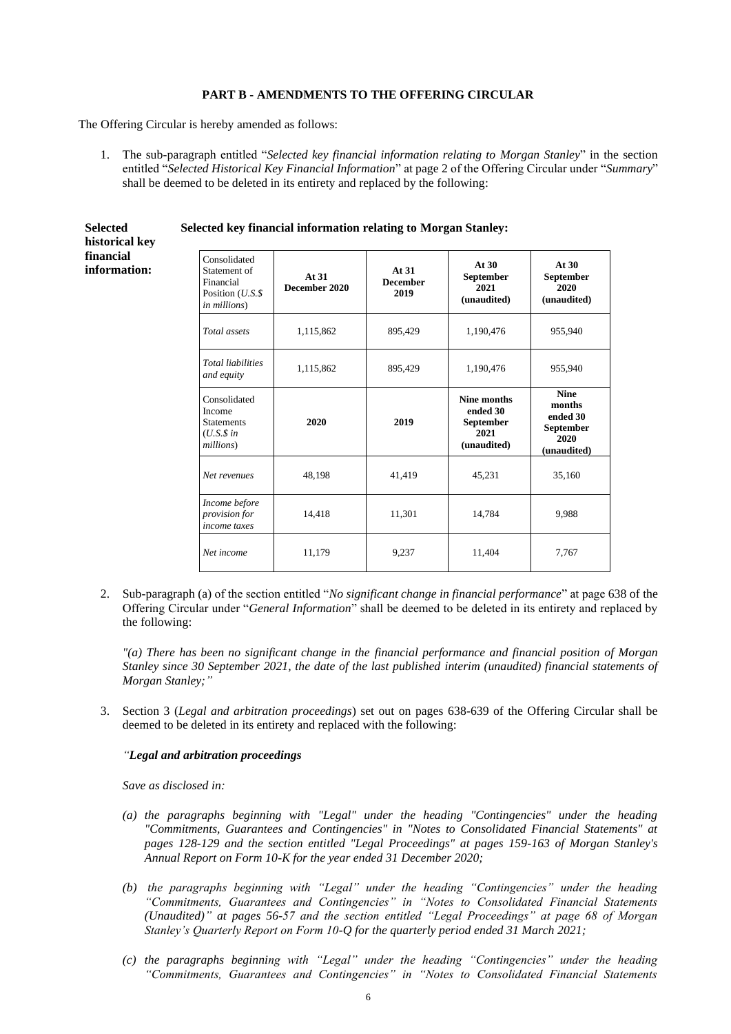## PART B - AMENDMENTS TO THE OFFERING CIRCULAR

The Offering Circular is hereby amended as follows:

1. The sub-paragraph entitled "*Selected key financial information relating to Morgan Stanley*" in the section entitled "*Selected Historical Key Financial Information*" at page 2 of the Offering Circular under "*Summary*" shall be deemed to be deleted in its entirety and replaced by the following:

**Selected historical key financial information:**

**Selected key financial information relating to Morgan Stanley:**

| Consolidated Statement of Financial Position (*U.S.$ in millions*) | **At 31 December 2020** | **At 31 December 2019** | **At 30 September 2021 (unaudited)** | **At 30 September 2020 (unaudited)** |
|---|---|---|---|---|
| *Total assets* | 1,115,862 | 895,429 | 1,190,476 | 955,940 |
| *Total liabilities and equity* | 1,115,862 | 895,429 | 1,190,476 | 955,940 |
| Consolidated Income Statements (*U.S.$ in millions*) | **2020** | **2019** | **Nine months ended 30 September 2021 (unaudited)** | **Nine months ended 30 September 2020 (unaudited)** |
| *Net revenues* | 48,198 | 41,419 | 45,231 | 35,160 |
| *Income before provision for income taxes* | 14,418 | 11,301 | 14,784 | 9,988 |
| *Net income* | 11,179 | 9,237 | 11,404 | 7,767 |

2. Sub-paragraph (a) of the section entitled "*No significant change in financial performance*" at page 638 of the Offering Circular under "*General Information*" shall be deemed to be deleted in its entirety and replaced by the following:

   *"(a) There has been no significant change in the financial performance and financial position of Morgan Stanley since 30 September 2021, the date of the last published interim (unaudited) financial statements of Morgan Stanley;"*

3. Section 3 (*Legal and arbitration proceedings*) set out on pages 638-639 of the Offering Circular shall be deemed to be deleted in its entirety and replaced with the following:

   *"**Legal and arbitration proceedings***

   *Save as disclosed in:*

   *(a) the paragraphs beginning with "Legal" under the heading "Contingencies" under the heading "Commitments, Guarantees and Contingencies" in "Notes to Consolidated Financial Statements" at pages 128-129 and the section entitled "Legal Proceedings" at pages 159-163 of Morgan Stanley's Annual Report on Form 10-K for the year ended 31 December 2020;*

   *(b) the paragraphs beginning with "Legal" under the heading "Contingencies" under the heading "Commitments, Guarantees and Contingencies" in "Notes to Consolidated Financial Statements (Unaudited)" at pages 56-57 and the section entitled "Legal Proceedings" at page 68 of Morgan Stanley's Quarterly Report on Form 10-Q for the quarterly period ended 31 March 2021;*

   *(c) the paragraphs beginning with "Legal" under the heading "Contingencies" under the heading "Commitments, Guarantees and Contingencies" in "Notes to Consolidated Financial Statements*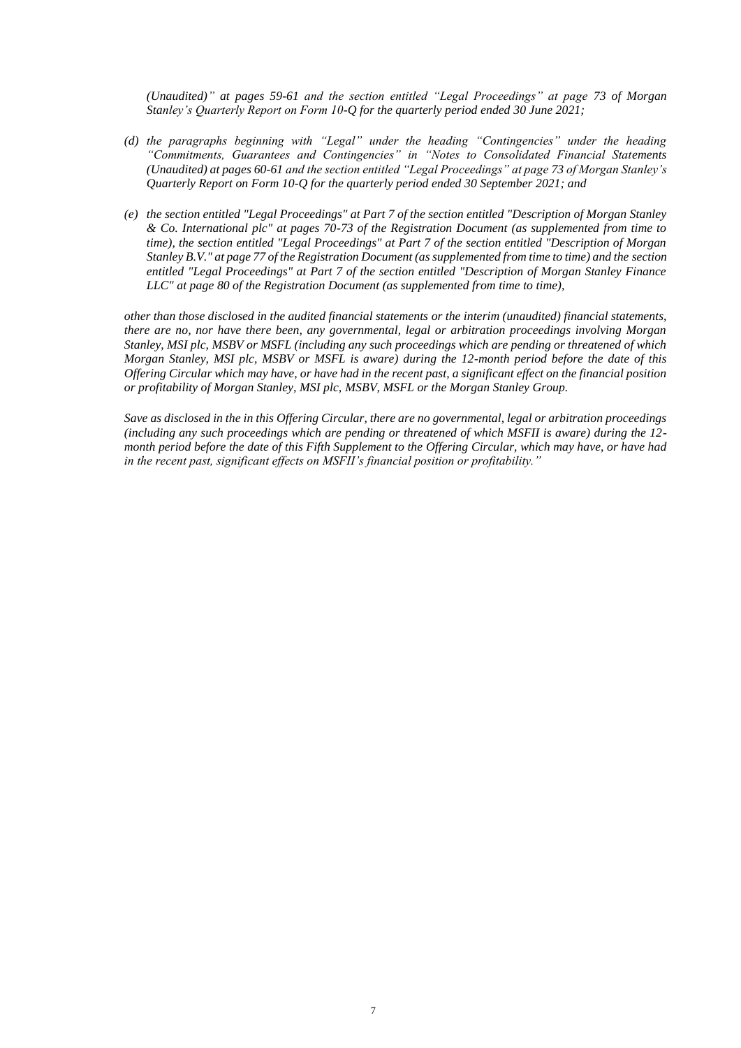*(Unaudited)" at pages 59-61 and the section entitled "Legal Proceedings" at page 73 of Morgan Stanley's Quarterly Report on Form 10-Q for the quarterly period ended 30 June 2021;*

*(d) the paragraphs beginning with "Legal" under the heading "Contingencies" under the heading "Commitments, Guarantees and Contingencies" in "Notes to Consolidated Financial Statements (Unaudited) at pages 60-61 and the section entitled "Legal Proceedings" at page 73 of Morgan Stanley's Quarterly Report on Form 10-Q for the quarterly period ended 30 September 2021; and*

*(e) the section entitled "Legal Proceedings" at Part 7 of the section entitled "Description of Morgan Stanley & Co. International plc" at pages 70-73 of the Registration Document (as supplemented from time to time), the section entitled "Legal Proceedings" at Part 7 of the section entitled "Description of Morgan Stanley B.V." at page 77 of the Registration Document (as supplemented from time to time) and the section entitled "Legal Proceedings" at Part 7 of the section entitled "Description of Morgan Stanley Finance LLC" at page 80 of the Registration Document (as supplemented from time to time),*

*other than those disclosed in the audited financial statements or the interim (unaudited) financial statements, there are no, nor have there been, any governmental, legal or arbitration proceedings involving Morgan Stanley, MSI plc, MSBV or MSFL (including any such proceedings which are pending or threatened of which Morgan Stanley, MSI plc, MSBV or MSFL is aware) during the 12-month period before the date of this Offering Circular which may have, or have had in the recent past, a significant effect on the financial position or profitability of Morgan Stanley, MSI plc, MSBV, MSFL or the Morgan Stanley Group.*

*Save as disclosed in the in this Offering Circular, there are no governmental, legal or arbitration proceedings (including any such proceedings which are pending or threatened of which MSFII is aware) during the 12-month period before the date of this Fifth Supplement to the Offering Circular, which may have, or have had in the recent past, significant effects on MSFII's financial position or profitability."*